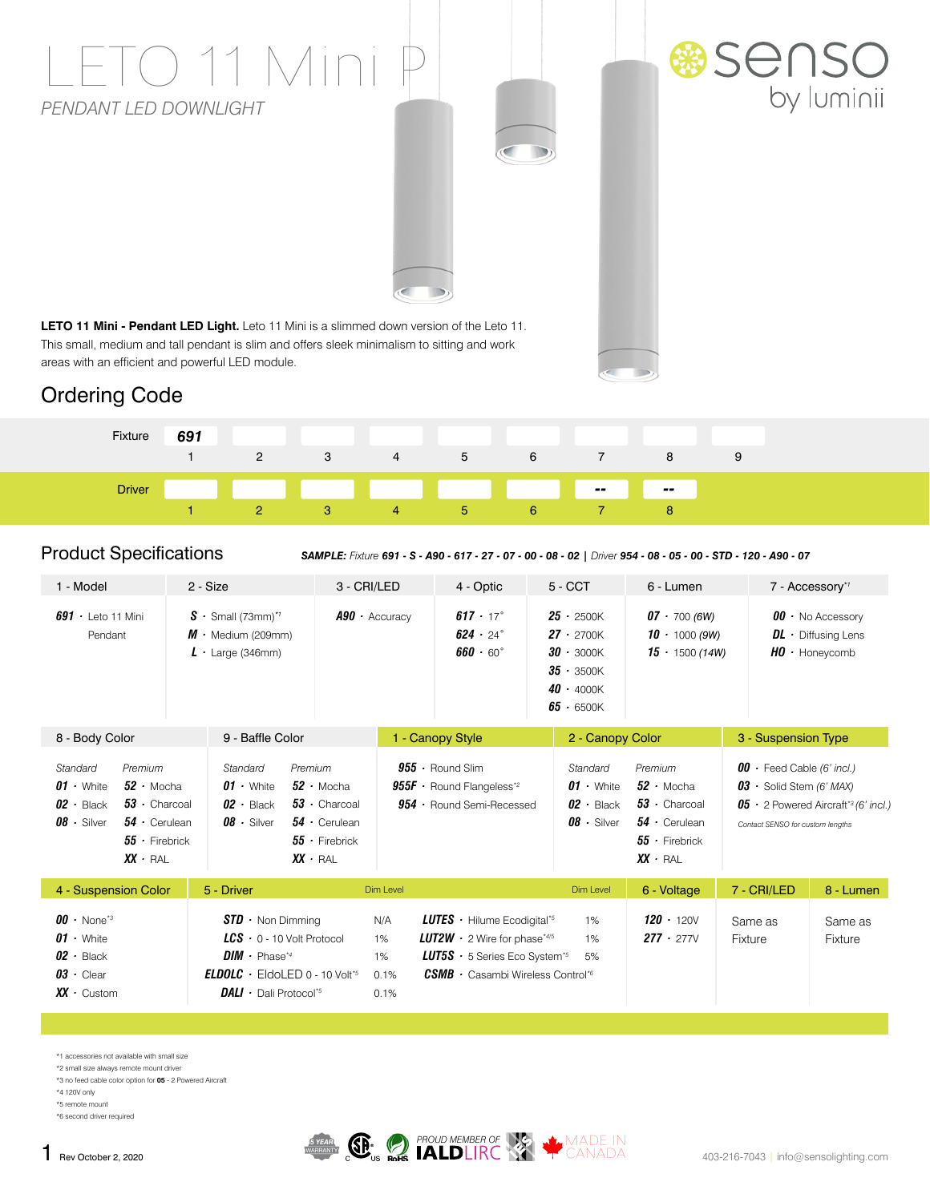# LETO 11 Mini P

*PENDANT LED DOWNLIGHT*

senso by luminii

**LETO 11 Mini - Pendant LED Light.** Leto 11 Mini is a slimmed down version of the Leto 11. This small, medium and tall pendant is slim and offers sleek minimalism to sitting and work areas with an efficient and powerful LED module.

## Ordering Code

| | | | | | | | | | |
|---|---|---|---|---|---|---|---|---|---|
| Fixture | 691 | | | | | | | | |
| | 1 | 2 | 3 | 4 | 5 | 6 | 7 | 8 | 9 |
| Driver | | | | | | | -- | -- | |
| | 1 | 2 | 3 | 4 | 5 | 6 | 7 | 8 | |

## Product Specifications

***SAMPLE:** Fixture **691 - S - A90 - 617 - 27 - 07 - 00 - 08 - 02** | Driver **954 - 08 - 05 - 00 - STD - 120 - A90 - 07***

| 1 - Model | 2 - Size | 3 - CRI/LED | 4 - Optic | 5 - CCT | 6 - Lumen | 7 - Accessory[*1] |
|---|---|---|---|---|---|---|
| **691** · Leto 11 Mini Pendant | **S** · Small (73mm)[*1] | **A90** · Accuracy | **617** · 17° | **25** · 2500K | **07** · 700 *(6W)* | **00** · No Accessory |
| | **M** · Medium (209mm) | | **624** · 24° | **27** · 2700K | **10** · 1000 *(9W)* | **DL** · Diffusing Lens |
| | **L** · Large (346mm) | | **660** · 60° | **30** · 3000K | **15** · 1500 *(14W)* | **HO** · Honeycomb |
| | | | | **35** · 3500K | | |
| | | | | **40** · 4000K | | |
| | | | | **65** · 6500K | | |

| 8 - Body Color | | 9 - Baffle Color | | 1 - Canopy Style | 2 - Canopy Color | | 3 - Suspension Type |
|---|---|---|---|---|---|---|---|
| *Standard* | *Premium* | *Standard* | *Premium* | | *Standard* | *Premium* | |
| **01** · White | **52** · Mocha | **01** · White | **52** · Mocha | **955** · Round Slim | **01** · White | **52** · Mocha | **00** · Feed Cable *(6' incl.)* |
| **02** · Black | **53** · Charcoal | **02** · Black | **53** · Charcoal | **955F** · Round Flangeless[*2] | **02** · Black | **53** · Charcoal | **03** · Solid Stem *(6' MAX)* |
| **08** · Silver | **54** · Cerulean | **08** · Silver | **54** · Cerulean | **954** · Round Semi-Recessed | **08** · Silver | **54** · Cerulean | **05** · 2 Powered Aircraft[*3] *(6' incl.)* |
| | **55** · Firebrick | | **55** · Firebrick | | | **55** · Firebrick | *Contact SENSO for custom lengths* |
| | **XX** · RAL | | **XX** · RAL | | | **XX** · RAL | |

| 4 - Suspension Color | 5 - Driver | Dim Level | | Dim Level | 6 - Voltage | 7 - CRI/LED | 8 - Lumen |
|---|---|---|---|---|---|---|---|
| **00** · None[*3] | **STD** · Non Dimming | N/A | **LUTES** · Hilume Ecodigital[*5] | 1% | **120** · 120V | Same as Fixture | Same as Fixture |
| **01** · White | **LCS** · 0 - 10 Volt Protocol | 1% | **LUT2W** · 2 Wire for phase[*4/5] | 1% | **277** · 277V | | |
| **02** · Black | **DIM** · Phase[*4] | 1% | **LUT5S** · 5 Series Eco System[*5] | 5% | | | |
| **03** · Clear | **ELDOLC** · EldoLED 0 - 10 Volt[*5] | 0.1% | **CSMB** · Casambi Wireless Control[*6] | | | | |
| **XX** · Custom | **DALI** · Dali Protocol[*5] | 0.1% | | | | | |

*1 accessories not available with small size
*2 small size always remote mount driver
*3 no feed cable color option for **05** - 2 Powered Aircraft
*4 120V only
*5 remote mount
*6 second driver required

Rev October 2, 2020

5 YEAR WARRANTY · CSA C US · RoHS · PROUD MEMBER OF IALD LIRC · MADE IN CANADA

403-216-7043 | info@sensolighting.com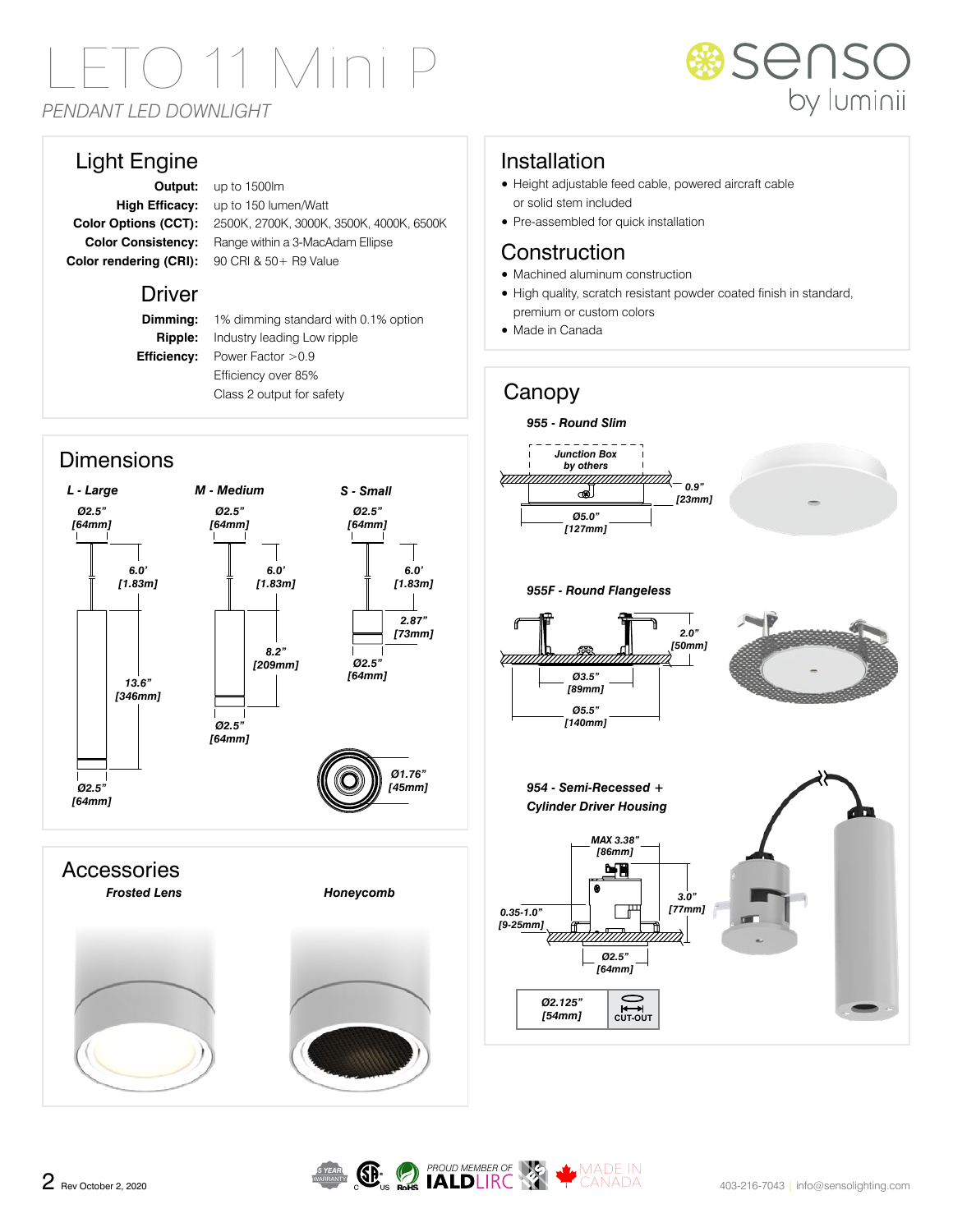# LETO 11 Mini P

*PENDANT LED DOWNLIGHT*

senso by luminii

## Light Engine

**Output:** up to 1500lm
**High Efficacy:** up to 150 lumen/Watt
**Color Options (CCT):** 2500K, 2700K, 3000K, 3500K, 4000K, 6500K
**Color Consistency:** Range within a 3-MacAdam Ellipse
**Color rendering (CRI):** 90 CRI & 50+ R9 Value

## Driver

**Dimming:** 1% dimming standard with 0.1% option
**Ripple:** Industry leading Low ripple
**Efficiency:** Power Factor >0.9
Efficiency over 85%
Class 2 output for safety

## Installation

- Height adjustable feed cable, powered aircraft cable or solid stem included
- Pre-assembled for quick installation

## Construction

- Machined aluminum construction
- High quality, scratch resistant powder coated finish in standard, premium or custom colors
- Made in Canada

## Dimensions

***L - Large***

*Ø2.5" [64mm]*
*6.0' [1.83m]*
*13.6" [346mm]*
*Ø2.5" [64mm]*

***M - Medium***

*Ø2.5" [64mm]*
*6.0' [1.83m]*
*8.2" [209mm]*
*Ø2.5" [64mm]*

***S - Small***

*Ø2.5" [64mm]*
*6.0' [1.83m]*
*2.87" [73mm]*
*Ø2.5" [64mm]*
*Ø1.76" [45mm]*

## Canopy

***955 - Round Slim***

*Junction Box by others*
*0.9" [23mm]*
*Ø5.0" [127mm]*

***955F - Round Flangeless***

*2.0" [50mm]*
*Ø3.5" [89mm]*
*Ø5.5" [140mm]*

***954 - Semi-Recessed + Cylinder Driver Housing***

*MAX 3.38" [86mm]*
*3.0" [77mm]*
*0.35-1.0" [9-25mm]*
*Ø2.5" [64mm]*

| *Ø2.125" [54mm]* | CUT-OUT |
|---|---|

## Accessories

***Frosted Lens***

***Honeycomb***

Rev October 2, 2020

5 YEAR WARRANTY · CSA C US · RoHS · PROUD MEMBER OF IALD LIRC · MADE IN CANADA

403-216-7043 | info@sensolighting.com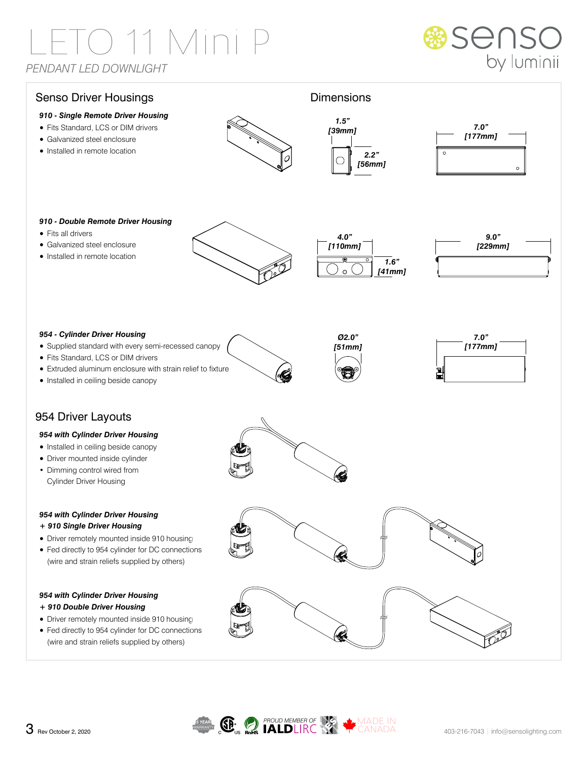# LETO 11 Mini P

*PENDANT LED DOWNLIGHT*

## Senso Driver Housings

### *910 - Single Remote Driver Housing*

- Fits Standard, LCS or DIM drivers
- Galvanized steel enclosure
- Installed in remote location

## Dimensions

1.5" [39mm]

2.2" [56mm]

7.0" [177mm]

### *910 - Double Remote Driver Housing*

- Fits all drivers
- Galvanized steel enclosure
- Installed in remote location

4.0" [110mm]

1.6" [41mm]

9.0" [229mm]

### *954 - Cylinder Driver Housing*

- Supplied standard with every semi-recessed canopy
- Fits Standard, LCS or DIM drivers
- Extruded aluminum enclosure with strain relief to fixture
- Installed in ceiling beside canopy

Ø2.0" [51mm]

7.0" [177mm]

## 954 Driver Layouts

### *954 with Cylinder Driver Housing*

- Installed in ceiling beside canopy
- Driver mounted inside cylinder
- Dimming control wired from Cylinder Driver Housing

### *954 with Cylinder Driver Housing + 910 Single Driver Housing*

- Driver remotely mounted inside 910 housing
- Fed directly to 954 cylinder for DC connections (wire and strain reliefs supplied by others)

### *954 with Cylinder Driver Housing + 910 Double Driver Housing*

- Driver remotely mounted inside 910 housing
- Fed directly to 954 cylinder for DC connections (wire and strain reliefs supplied by others)

Rev October 2, 2020

403-216-7043 | info@sensolighting.com